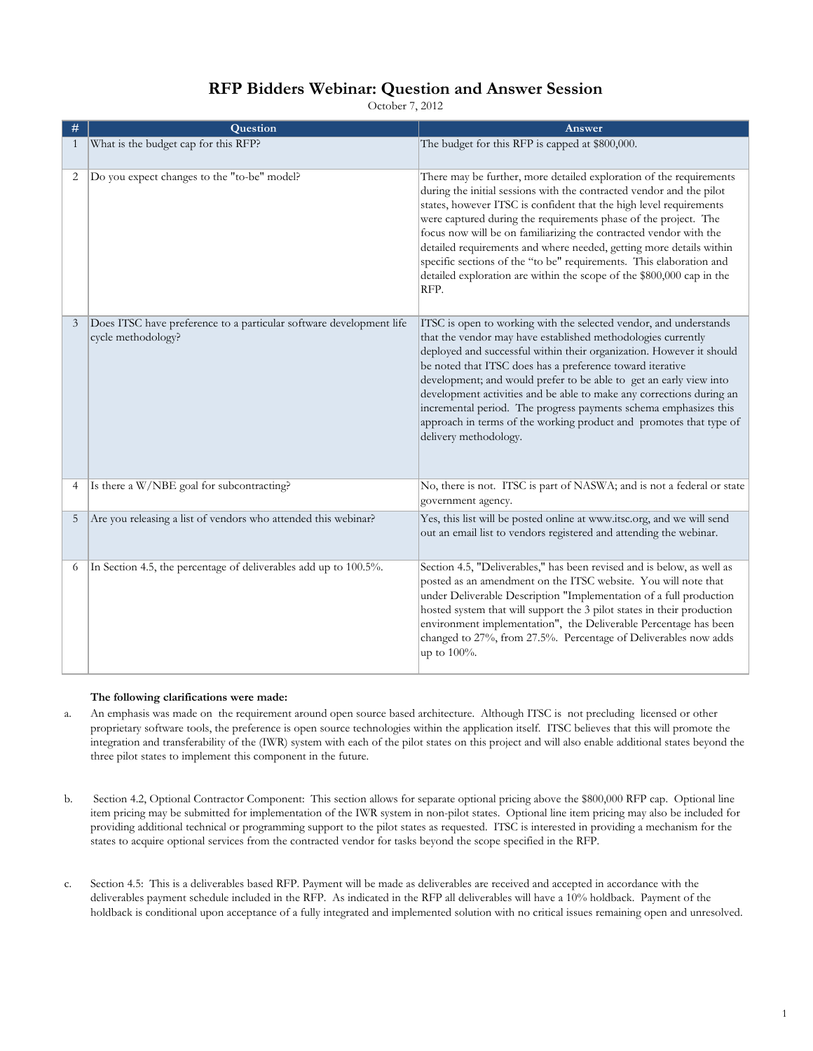# RFP Bidders Webinar: Question and Answer Session

October 7, 2012

| # | Question | Answer |
|---|---|---|
| 1 | What is the budget cap for this RFP? | The budget for this RFP is capped at $800,000. |
| 2 | Do you expect changes to the "to-be" model? | There may be further, more detailed exploration of the requirements during the initial sessions with the contracted vendor and the pilot states, however ITSC is confident that the high level requirements were captured during the requirements phase of the project. The focus now will be on familiarizing the contracted vendor with the detailed requirements and where needed, getting more details within specific sections of the "to be" requirements. This elaboration and detailed exploration are within the scope of the $800,000 cap in the RFP. |
| 3 | Does ITSC have preference to a particular software development life cycle methodology? | ITSC is open to working with the selected vendor, and understands that the vendor may have established methodologies currently deployed and successful within their organization. However it should be noted that ITSC does has a preference toward iterative development; and would prefer to be able to get an early view into development activities and be able to make any corrections during an incremental period. The progress payments schema emphasizes this approach in terms of the working product and promotes that type of delivery methodology. |
| 4 | Is there a W/NBE goal for subcontracting? | No, there is not. ITSC is part of NASWA; and is not a federal or state government agency. |
| 5 | Are you releasing a list of vendors who attended this webinar? | Yes, this list will be posted online at www.itsc.org, and we will send out an email list to vendors registered and attending the webinar. |
| 6 | In Section 4.5, the percentage of deliverables add up to 100.5%. | Section 4.5, "Deliverables," has been revised and is below, as well as posted as an amendment on the ITSC website. You will note that under Deliverable Description "Implementation of a full production hosted system that will support the 3 pilot states in their production environment implementation", the Deliverable Percentage has been changed to 27%, from 27.5%. Percentage of Deliverables now adds up to 100%. |

**The following clarifications were made:**

a. An emphasis was made on the requirement around open source based architecture. Although ITSC is not precluding licensed or other proprietary software tools, the preference is open source technologies within the application itself. ITSC believes that this will promote the integration and transferability of the (IWR) system with each of the pilot states on this project and will also enable additional states beyond the three pilot states to implement this component in the future.

b. Section 4.2, Optional Contractor Component: This section allows for separate optional pricing above the $800,000 RFP cap. Optional line item pricing may be submitted for implementation of the IWR system in non-pilot states. Optional line item pricing may also be included for providing additional technical or programming support to the pilot states as requested. ITSC is interested in providing a mechanism for the states to acquire optional services from the contracted vendor for tasks beyond the scope specified in the RFP.

c. Section 4.5: This is a deliverables based RFP. Payment will be made as deliverables are received and accepted in accordance with the deliverables payment schedule included in the RFP. As indicated in the RFP all deliverables will have a 10% holdback. Payment of the holdback is conditional upon acceptance of a fully integrated and implemented solution with no critical issues remaining open and unresolved.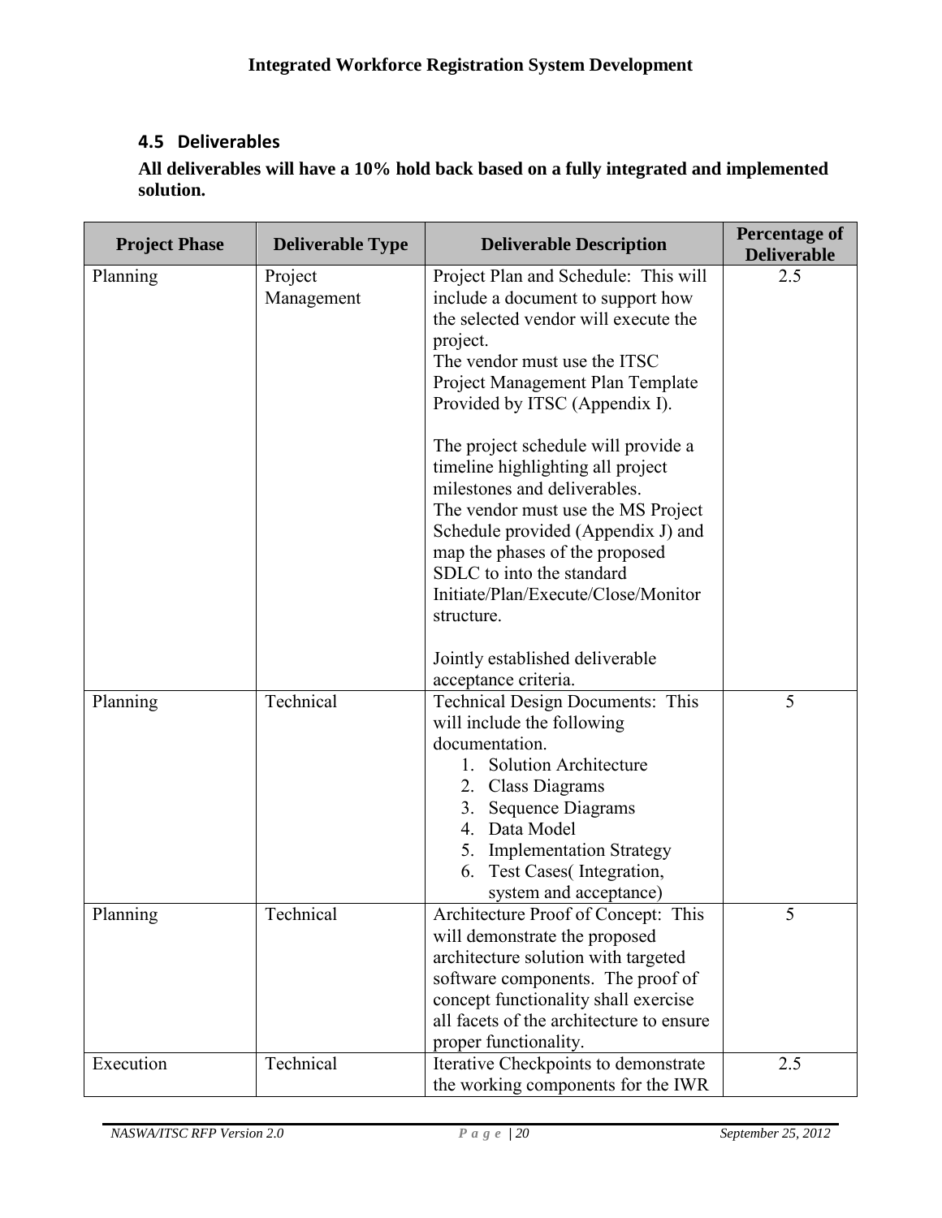## 4.5 Deliverables

**All deliverables will have a 10% hold back based on a fully integrated and implemented solution.**

| Project Phase | Deliverable Type | Deliverable Description | Percentage of Deliverable |
|---|---|---|---|
| Planning | Project Management | Project Plan and Schedule: This will include a document to support how the selected vendor will execute the project.<br>The vendor must use the ITSC Project Management Plan Template Provided by ITSC (Appendix I).<br><br>The project schedule will provide a timeline highlighting all project milestones and deliverables.<br>The vendor must use the MS Project Schedule provided (Appendix J) and map the phases of the proposed SDLC to into the standard Initiate/Plan/Execute/Close/Monitor structure.<br><br>Jointly established deliverable acceptance criteria. | 2.5 |
| Planning | Technical | Technical Design Documents: This will include the following documentation.<br>1. Solution Architecture<br>2. Class Diagrams<br>3. Sequence Diagrams<br>4. Data Model<br>5. Implementation Strategy<br>6. Test Cases( Integration, system and acceptance) | 5 |
| Planning | Technical | Architecture Proof of Concept: This will demonstrate the proposed architecture solution with targeted software components. The proof of concept functionality shall exercise all facets of the architecture to ensure proper functionality. | 5 |
| Execution | Technical | Iterative Checkpoints to demonstrate the working components for the IWR | 2.5 |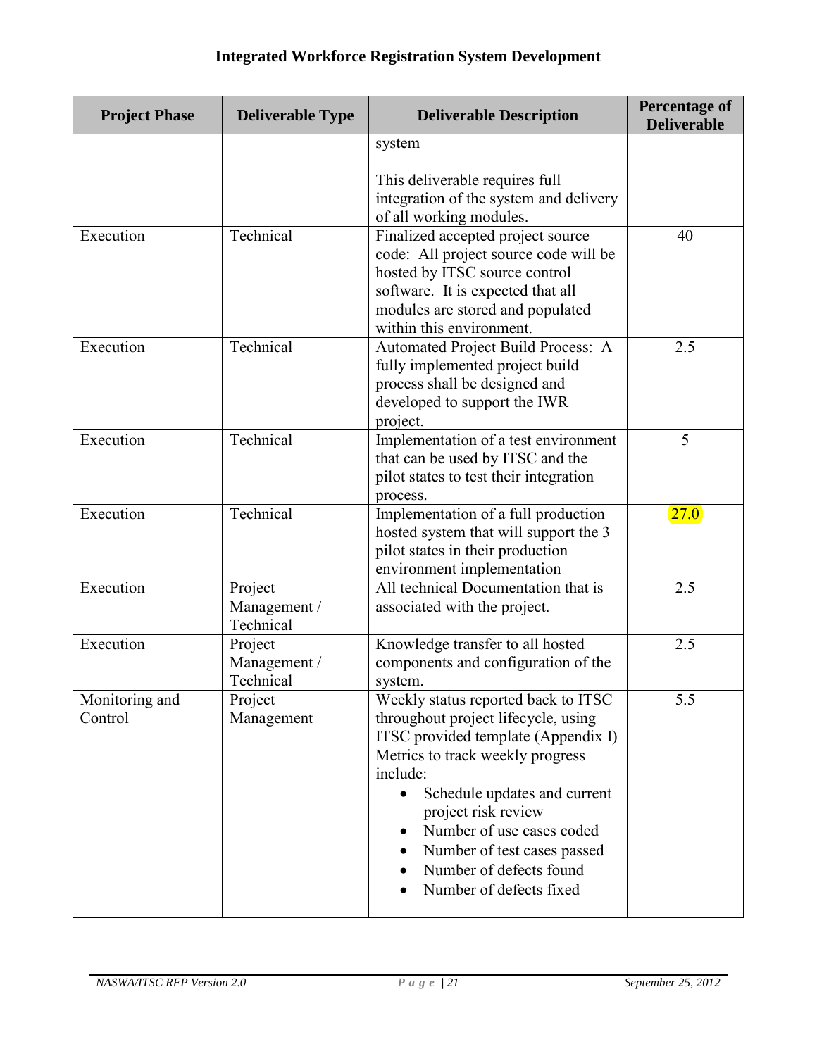# Integrated Workforce Registration System Development

| Project Phase | Deliverable Type | Deliverable Description | Percentage of Deliverable |
|---|---|---|---|
| | | system<br><br>This deliverable requires full integration of the system and delivery of all working modules. | |
| Execution | Technical | Finalized accepted project source code: All project source code will be hosted by ITSC source control software. It is expected that all modules are stored and populated within this environment. | 40 |
| Execution | Technical | Automated Project Build Process: A fully implemented project build process shall be designed and developed to support the IWR project. | 2.5 |
| Execution | Technical | Implementation of a test environment that can be used by ITSC and the pilot states to test their integration process. | 5 |
| Execution | Technical | Implementation of a full production hosted system that will support the 3 pilot states in their production environment implementation | 27.0 |
| Execution | Project Management / Technical | All technical Documentation that is associated with the project. | 2.5 |
| Execution | Project Management / Technical | Knowledge transfer to all hosted components and configuration of the system. | 2.5 |
| Monitoring and Control | Project Management | Weekly status reported back to ITSC throughout project lifecycle, using ITSC provided template (Appendix I) Metrics to track weekly progress include:<br>• Schedule updates and current project risk review<br>• Number of use cases coded<br>• Number of test cases passed<br>• Number of defects found<br>• Number of defects fixed | 5.5 |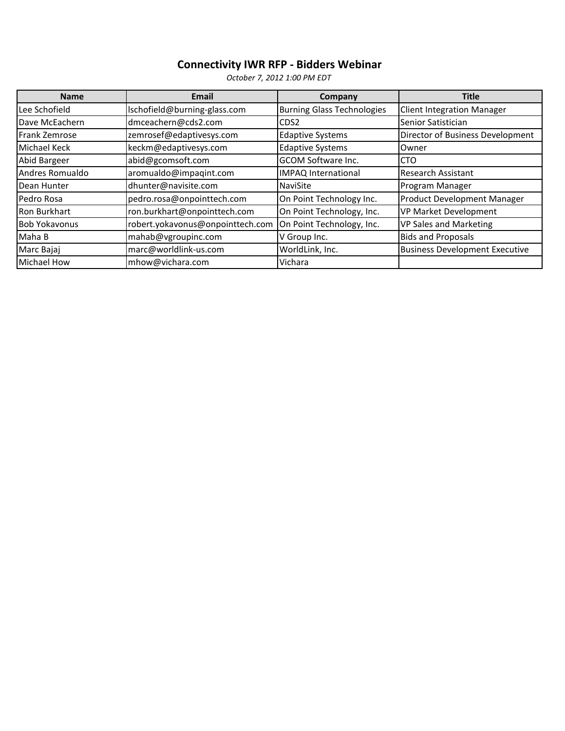# Connectivity IWR RFP - Bidders Webinar

*October 7, 2012 1:00 PM EDT*

| Name | Email | Company | Title |
|---|---|---|---|
| Lee Schofield | lschofield@burning-glass.com | Burning Glass Technologies | Client Integration Manager |
| Dave McEachern | dmceachern@cds2.com | CDS2 | Senior Satistician |
| Frank Zemrose | zemrosef@edaptivesys.com | Edaptive Systems | Director of Business Development |
| Michael Keck | keckm@edaptivesys.com | Edaptive Systems | Owner |
| Abid Bargeer | abid@gcomsoft.com | GCOM Software Inc. | CTO |
| Andres Romualdo | aromualdo@impaqint.com | IMPAQ International | Research Assistant |
| Dean Hunter | dhunter@navisite.com | NaviSite | Program Manager |
| Pedro Rosa | pedro.rosa@onpointtech.com | On Point Technology Inc. | Product Development Manager |
| Ron Burkhart | ron.burkhart@onpointtech.com | On Point Technology, Inc. | VP Market Development |
| Bob Yokavonus | robert.yokavonus@onpointtech.com | On Point Technology, Inc. | VP Sales and Marketing |
| Maha B | mahab@vgroupinc.com | V Group Inc. | Bids and Proposals |
| Marc Bajaj | marc@worldlink-us.com | WorldLink, Inc. | Business Development Executive |
| Michael How | mhow@vichara.com | Vichara | |